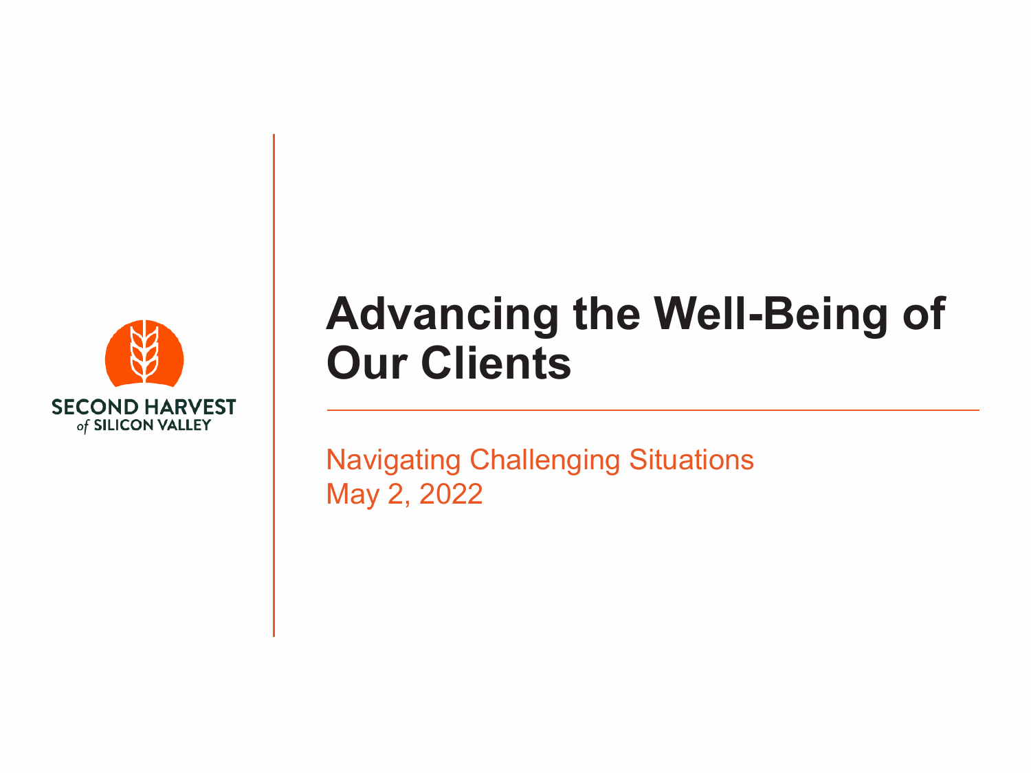SECOND HARVEST
*of* SILICON VALLEY

# Advancing the Well-Being of Our Clients

Navigating Challenging Situations
May 2, 2022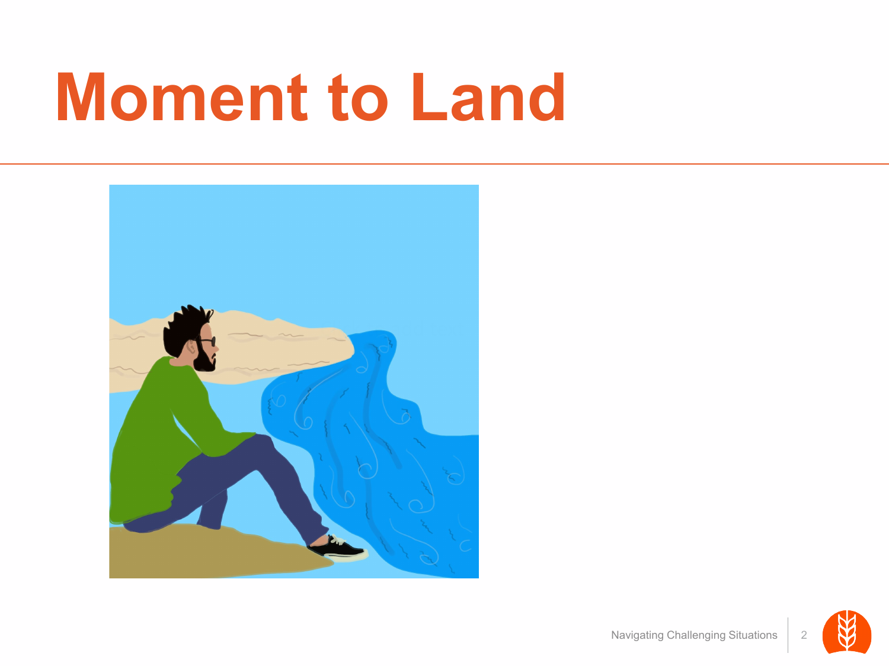# Moment to Land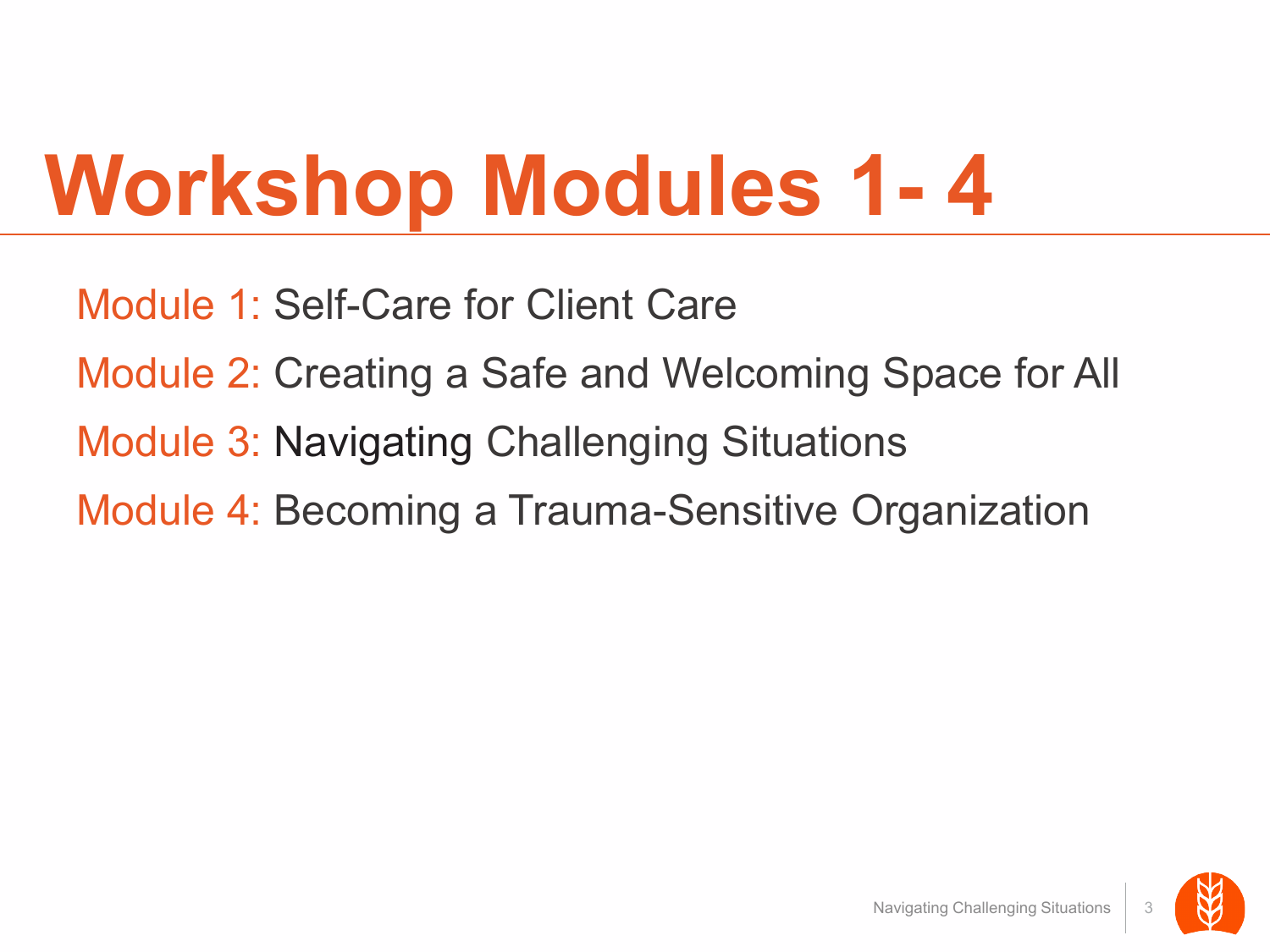# Workshop Modules 1- 4

Module 1: Self-Care for Client Care

Module 2: Creating a Safe and Welcoming Space for All

Module 3: Navigating Challenging Situations

Module 4: Becoming a Trauma-Sensitive Organization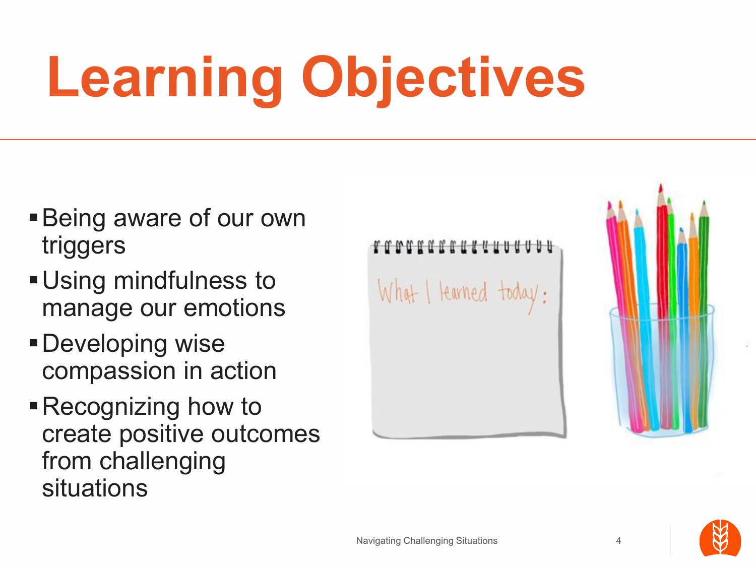# Learning Objectives

- Being aware of our own triggers
- Using mindfulness to manage our emotions
- Developing wise compassion in action
- Recognizing how to create positive outcomes from challenging situations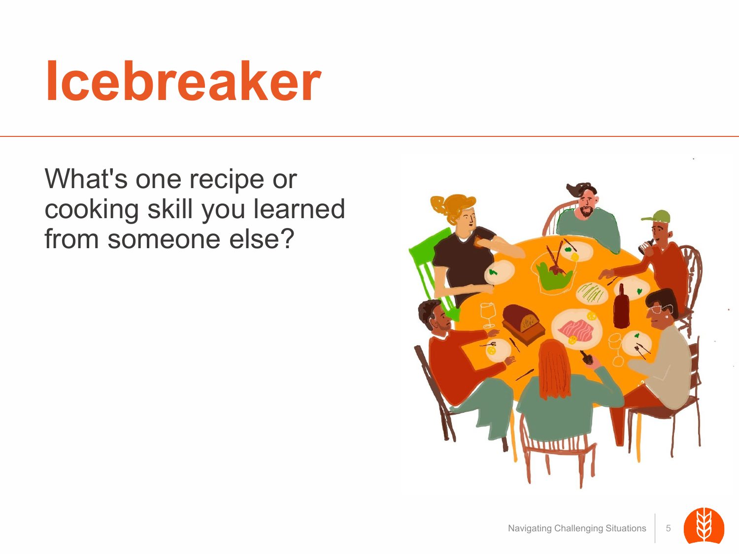# Icebreaker

What's one recipe or cooking skill you learned from someone else?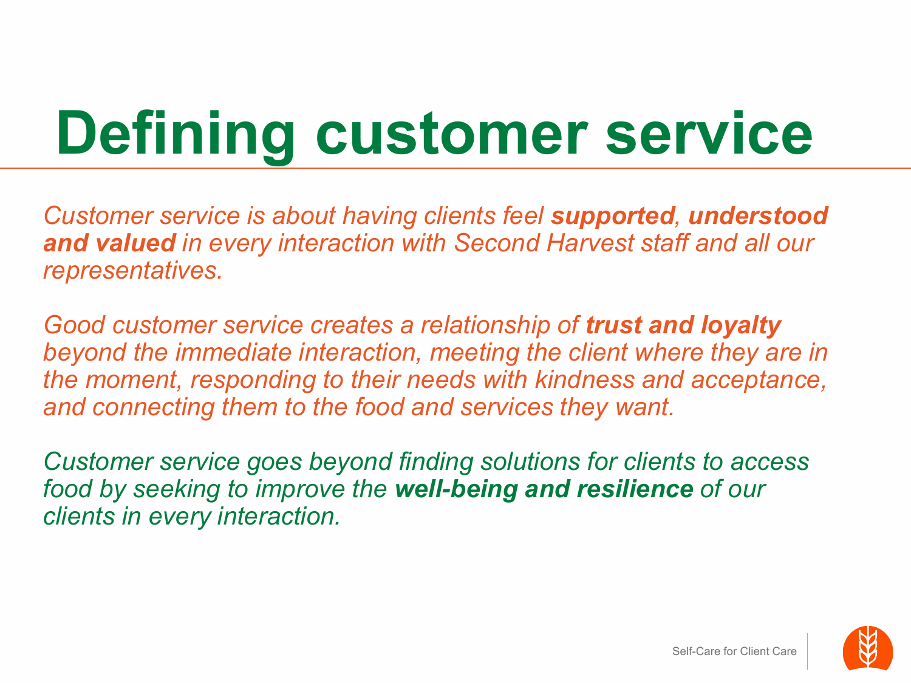# Defining customer service

*Customer service is about having clients feel **supported**, **understood and valued** in every interaction with Second Harvest staff and all our representatives.*

*Good customer service creates a relationship of **trust and loyalty** beyond the immediate interaction, meeting the client where they are in the moment, responding to their needs with kindness and acceptance, and connecting them to the food and services they want.*

*Customer service goes beyond finding solutions for clients to access food by seeking to improve the **well-being and resilience** of our clients in every interaction.*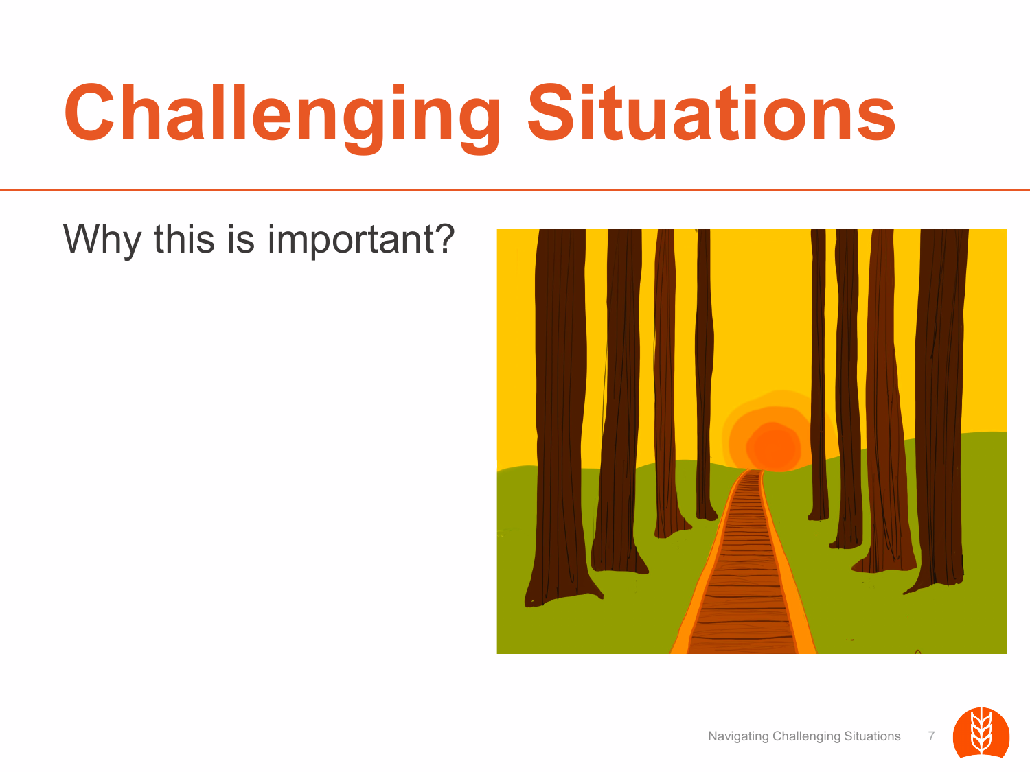# Challenging Situations

Why this is important?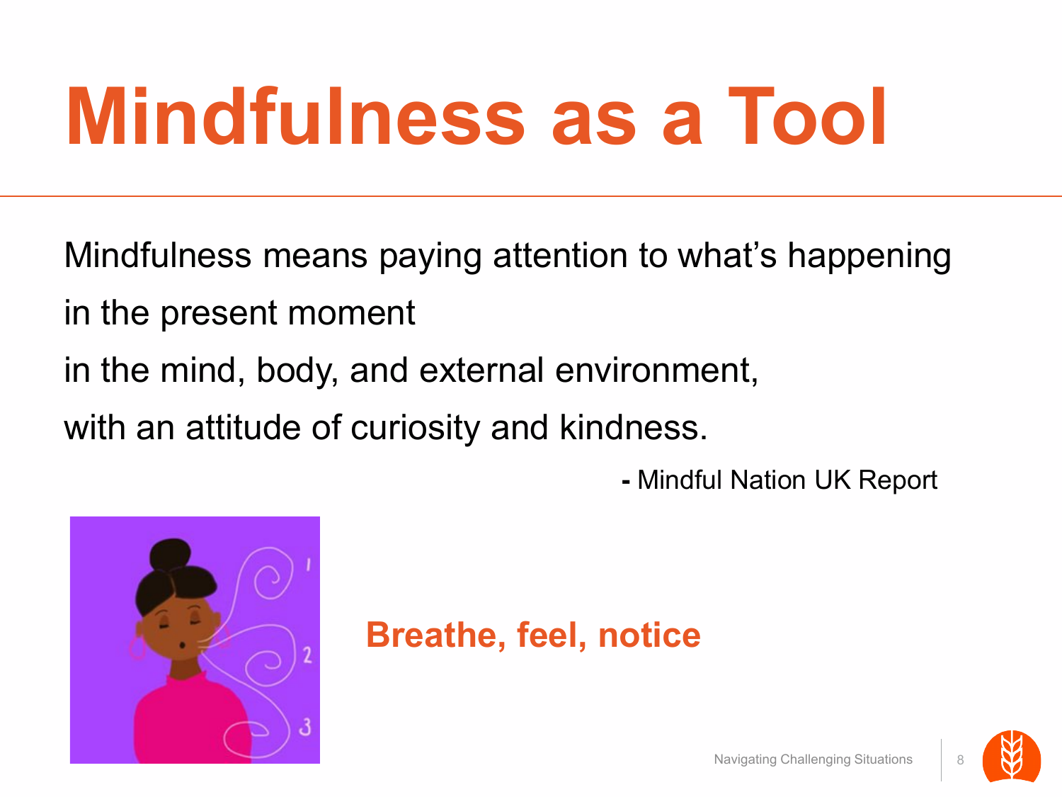# Mindfulness as a Tool

Mindfulness means paying attention to what's happening
in the present moment
in the mind, body, and external environment,
with an attitude of curiosity and kindness.

**-** Mindful Nation UK Report

**Breathe, feel, notice**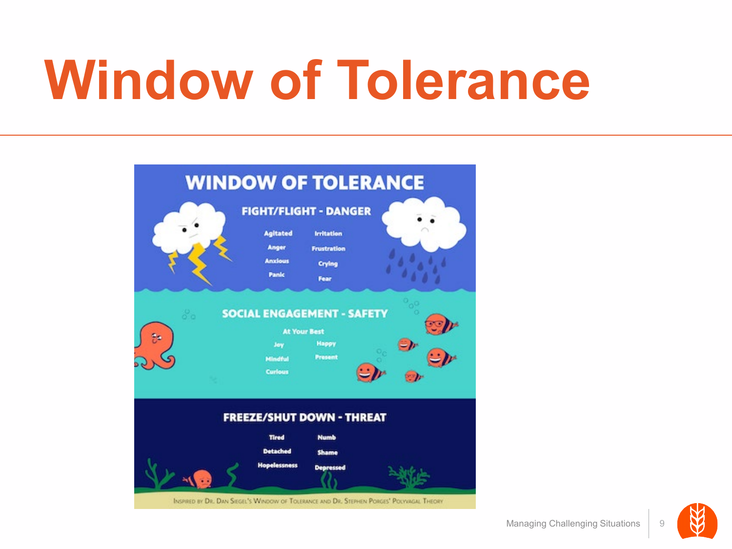# Window of Tolerance

## WINDOW OF TOLERANCE

### FIGHT/FLIGHT - DANGER

- Agitated
- Irritation
- Anger
- Frustration
- Anxious
- Crying
- Panic
- Fear

### SOCIAL ENGAGEMENT - SAFETY

At Your Best

- Joy
- Happy
- Mindful
- Present
- Curious

### FREEZE/SHUT DOWN - THREAT

- Tired
- Numb
- Detached
- Shame
- Hopelessness
- Depressed

Inspired by Dr. Dan Siegel's Window of Tolerance and Dr. Stephen Porges' Polyvagal Theory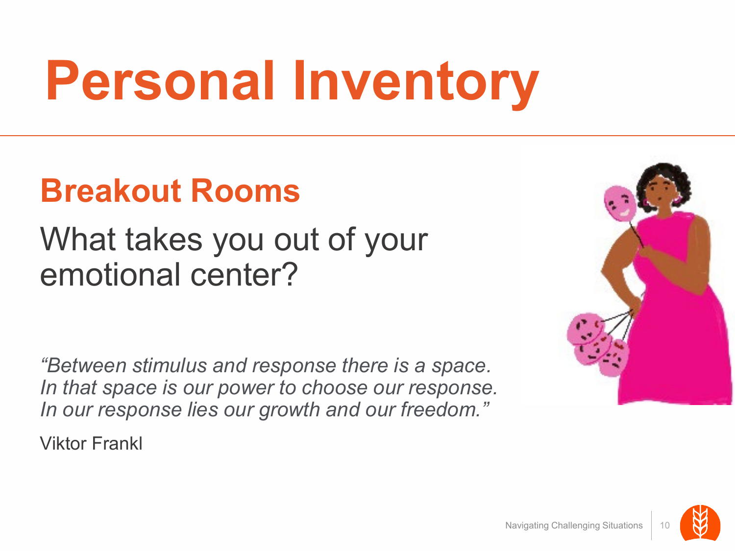# Personal Inventory

## Breakout Rooms

What takes you out of your emotional center?

*"Between stimulus and response there is a space. In that space is our power to choose our response. In our response lies our growth and our freedom."*

Viktor Frankl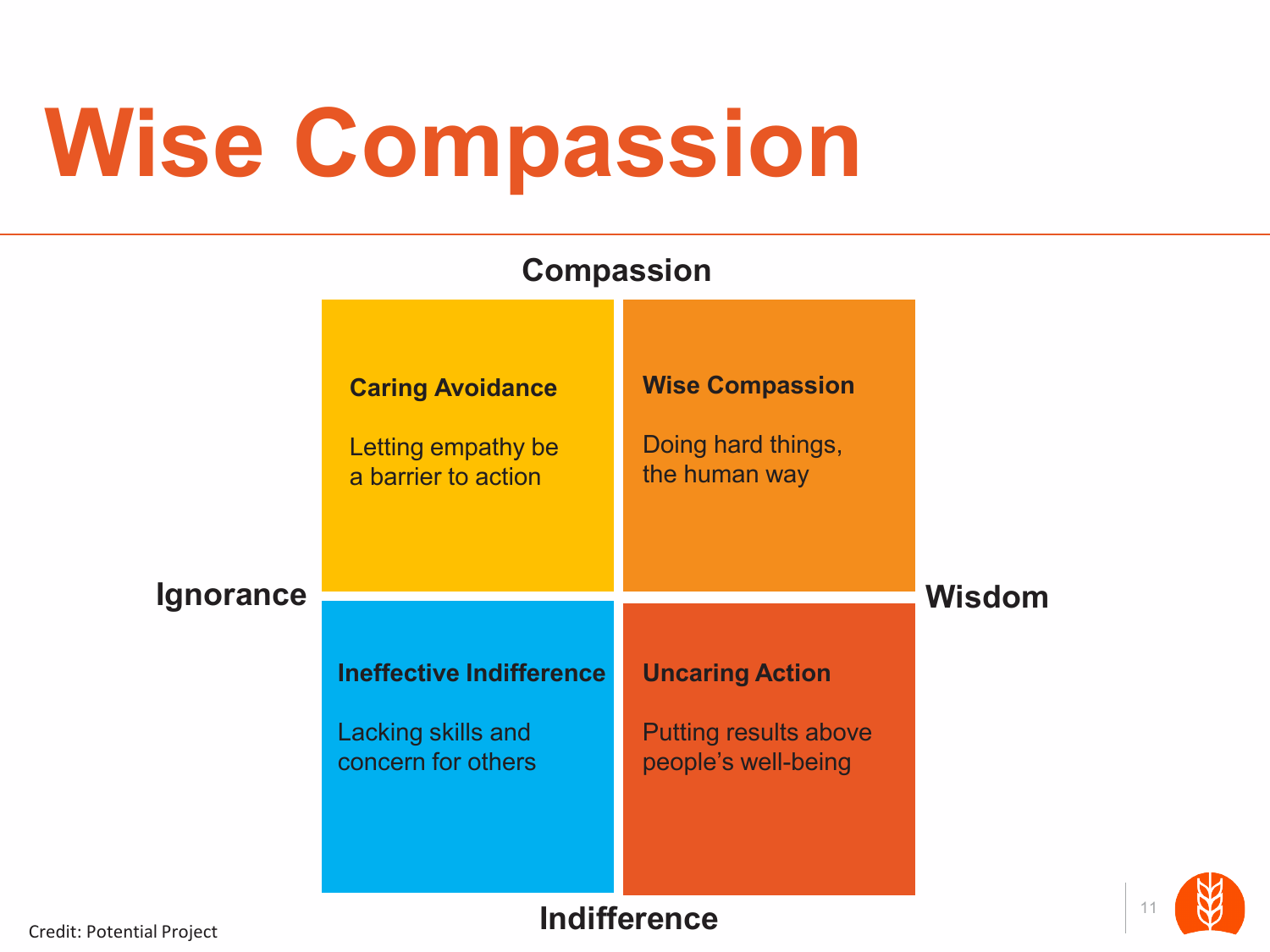# Wise Compassion

**Compassion**

| | Ignorance | Wisdom |
|---|---|---|
| **Compassion** | **Caring Avoidance**<br><br>Letting empathy be a barrier to action | **Wise Compassion**<br><br>Doing hard things, the human way |
| **Indifference** | **Ineffective Indifference**<br><br>Lacking skills and concern for others | **Uncaring Action**<br><br>Putting results above people's well-being |

**Indifference**

Credit: Potential Project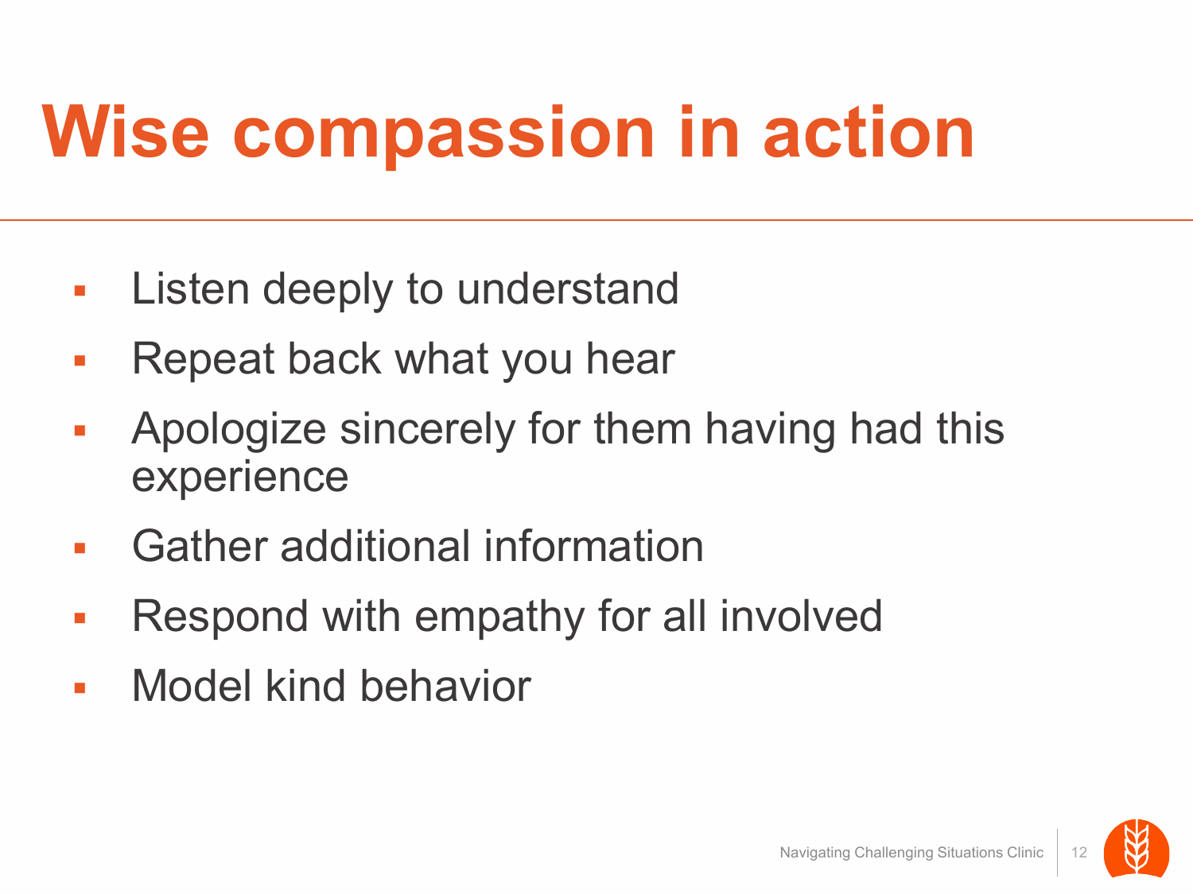# Wise compassion in action

- Listen deeply to understand
- Repeat back what you hear
- Apologize sincerely for them having had this experience
- Gather additional information
- Respond with empathy for all involved
- Model kind behavior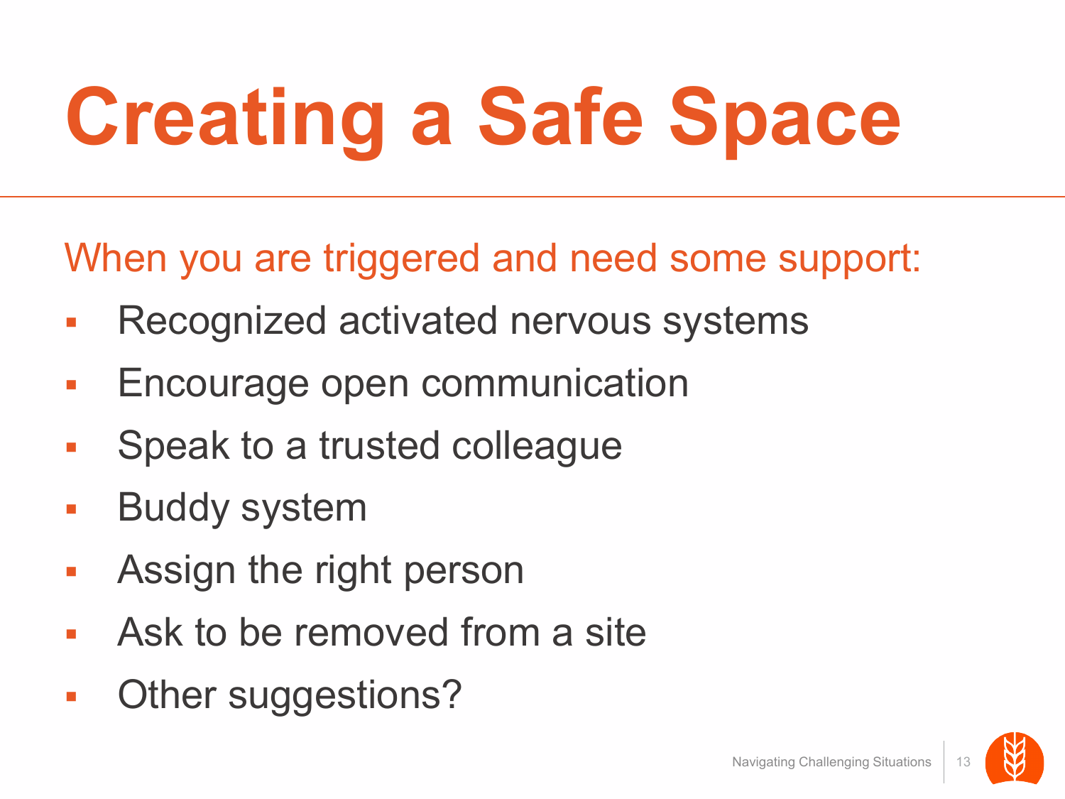# Creating a Safe Space

When you are triggered and need some support:

- Recognized activated nervous systems
- Encourage open communication
- Speak to a trusted colleague
- Buddy system
- Assign the right person
- Ask to be removed from a site
- Other suggestions?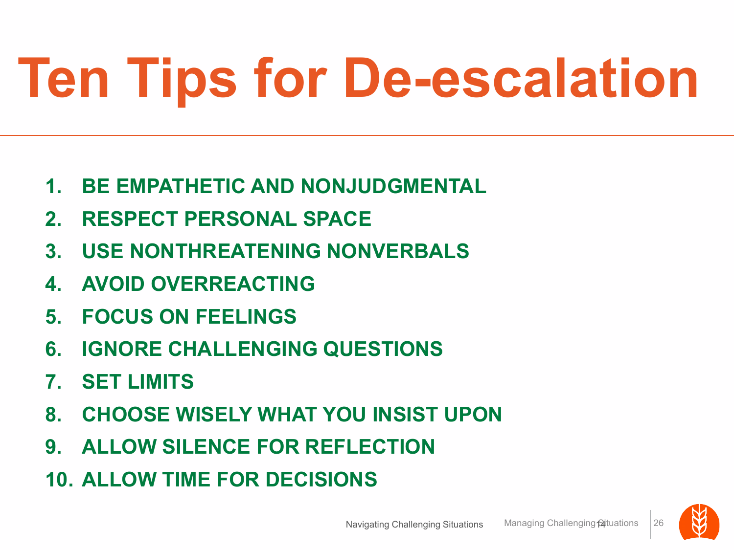# Ten Tips for De-escalation

1. BE EMPATHETIC AND NONJUDGMENTAL
2. RESPECT PERSONAL SPACE
3. USE NONTHREATENING NONVERBALS
4. AVOID OVERREACTING
5. FOCUS ON FEELINGS
6. IGNORE CHALLENGING QUESTIONS
7. SET LIMITS
8. CHOOSE WISELY WHAT YOU INSIST UPON
9. ALLOW SILENCE FOR REFLECTION
10. ALLOW TIME FOR DECISIONS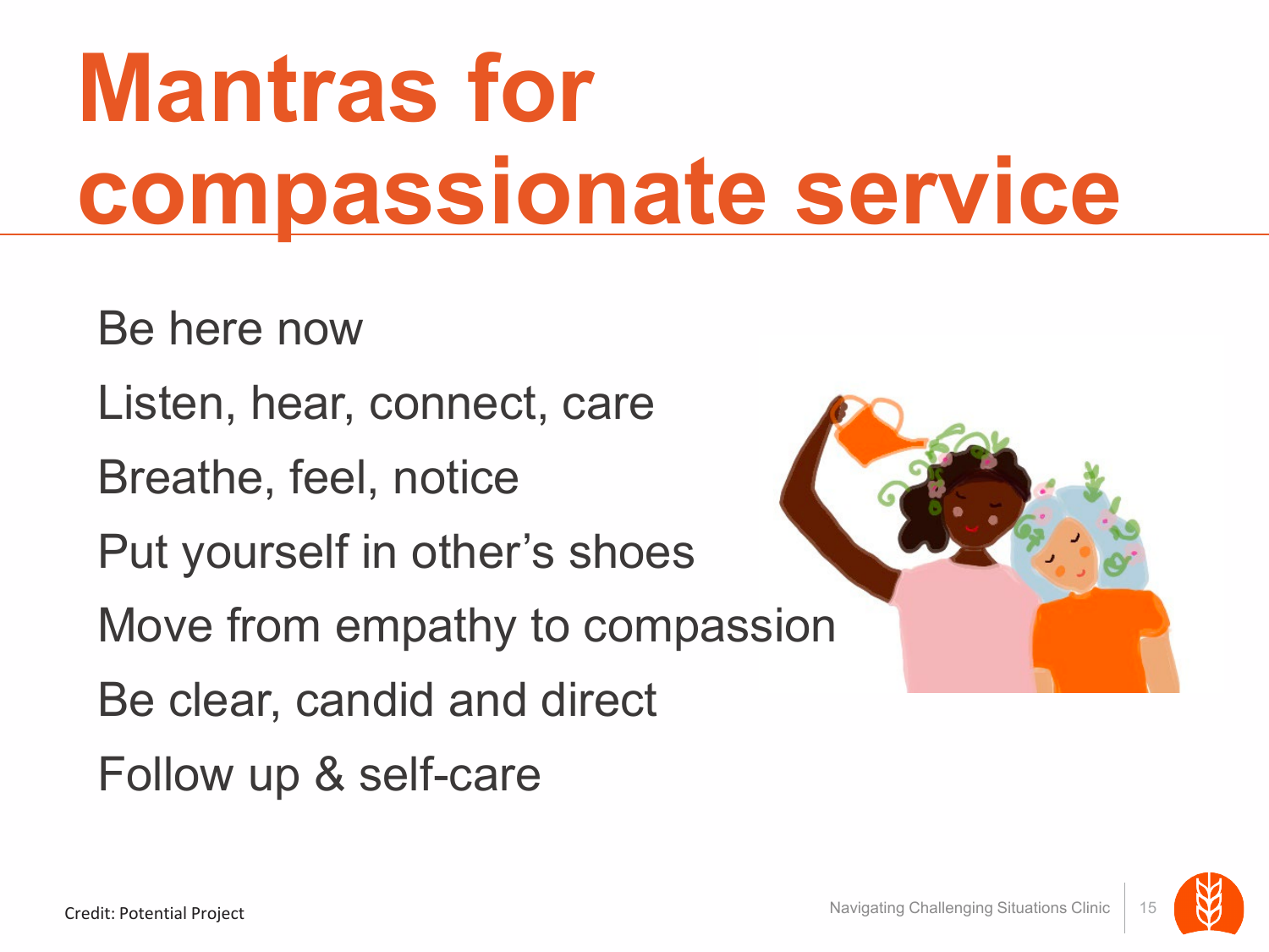# Mantras for compassionate service

Be here now

Listen, hear, connect, care

Breathe, feel, notice

Put yourself in other's shoes

Move from empathy to compassion

Be clear, candid and direct

Follow up & self-care

Credit: Potential Project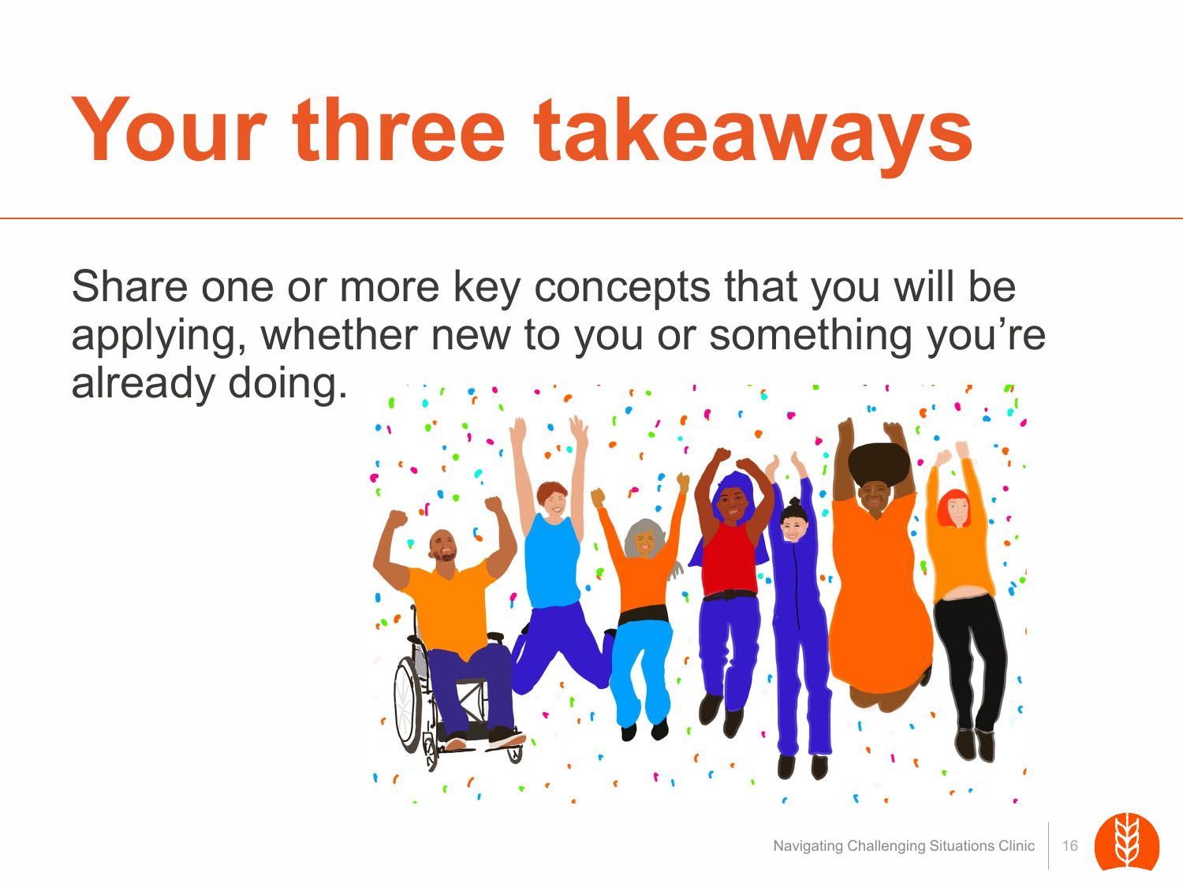# Your three takeaways

Share one or more key concepts that you will be applying, whether new to you or something you're already doing.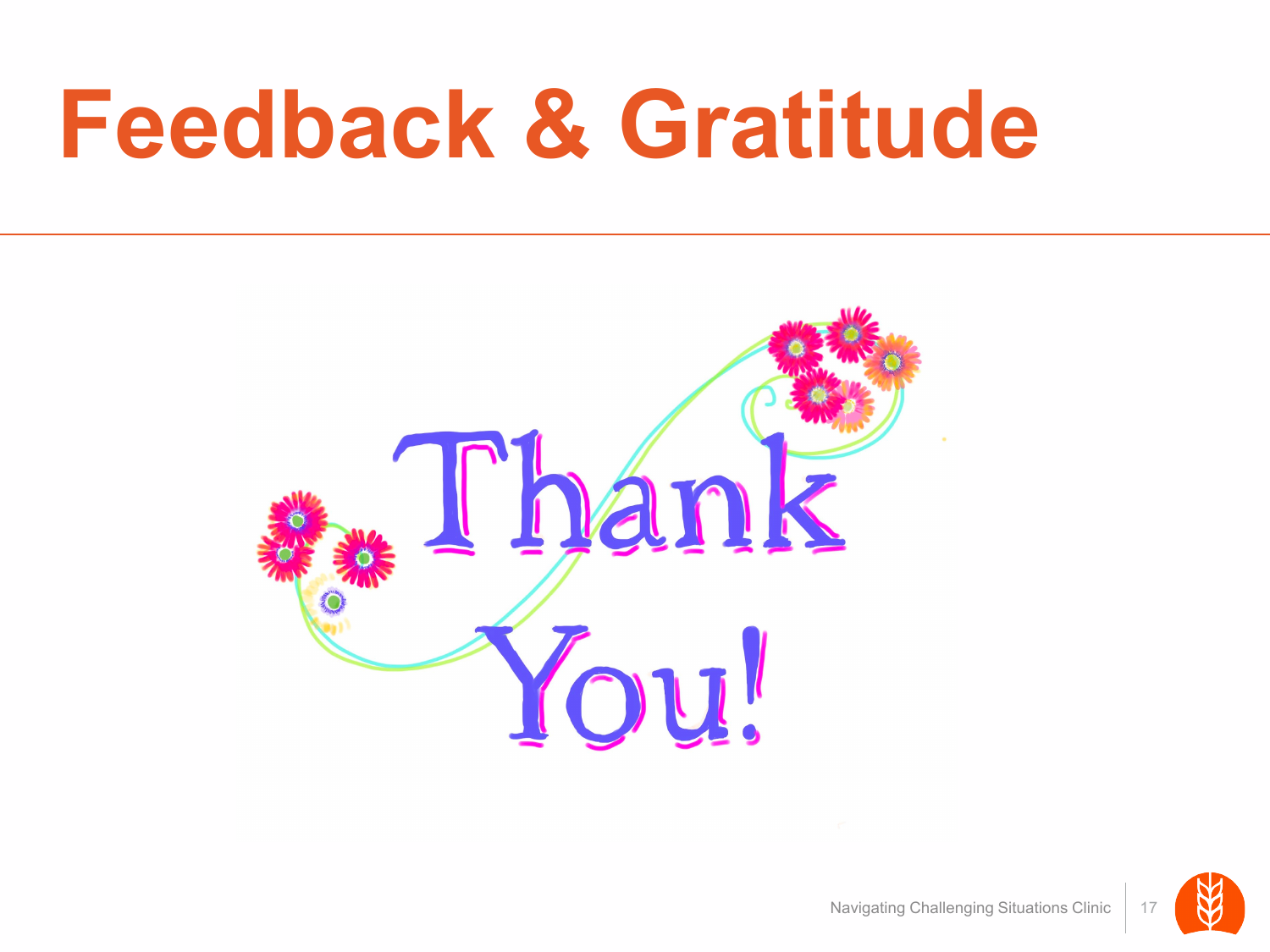# Feedback & Gratitude

Thank You!